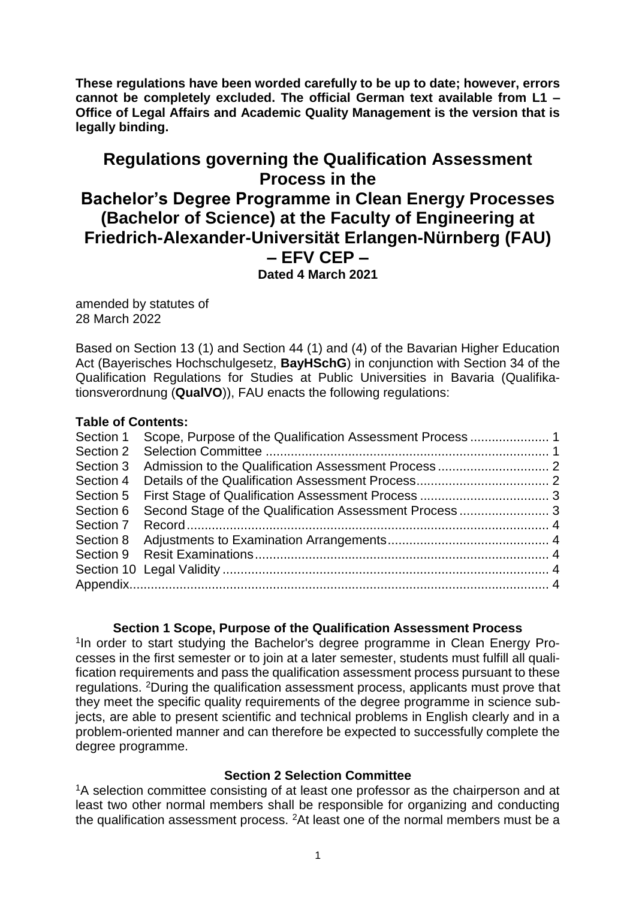**These regulations have been worded carefully to be up to date; however, errors cannot be completely excluded. The official German text available from L1 – Office of Legal Affairs and Academic Quality Management is the version that is legally binding.**

# Regulations governing the Qualification Assessment Process in the Bachelor's Degree Programme in Clean Energy Processes (Bachelor of Science) at the Faculty of Engineering at Friedrich-Alexander-Universität Erlangen-Nürnberg (FAU) – EFV CEP –

**Dated 4 March 2021**

amended by statutes of
28 March 2022

Based on Section 13 (1) and Section 44 (1) and (4) of the Bavarian Higher Education Act (Bayerisches Hochschulgesetz, **BayHSchG**) in conjunction with Section 34 of the Qualification Regulations for Studies at Public Universities in Bavaria (Qualifikationsverordnung (**QualVO**)), FAU enacts the following regulations:

**Table of Contents:**

| | | |
|---|---|---|
| Section 1 | Scope, Purpose of the Qualification Assessment Process | 1 |
| Section 2 | Selection Committee | 1 |
| Section 3 | Admission to the Qualification Assessment Process | 2 |
| Section 4 | Details of the Qualification Assessment Process | 2 |
| Section 5 | First Stage of Qualification Assessment Process | 3 |
| Section 6 | Second Stage of the Qualification Assessment Process | 3 |
| Section 7 | Record | 4 |
| Section 8 | Adjustments to Examination Arrangements | 4 |
| Section 9 | Resit Examinations | 4 |
| Section 10 | Legal Validity | 4 |
| Appendix | | 4 |

### Section 1 Scope, Purpose of the Qualification Assessment Process

[1]In order to start studying the Bachelor's degree programme in Clean Energy Processes in the first semester or to join at a later semester, students must fulfill all qualification requirements and pass the qualification assessment process pursuant to these regulations. [2]During the qualification assessment process, applicants must prove that they meet the specific quality requirements of the degree programme in science subjects, are able to present scientific and technical problems in English clearly and in a problem-oriented manner and can therefore be expected to successfully complete the degree programme.

### Section 2 Selection Committee

[1]A selection committee consisting of at least one professor as the chairperson and at least two other normal members shall be responsible for organizing and conducting the qualification assessment process. [2]At least one of the normal members must be a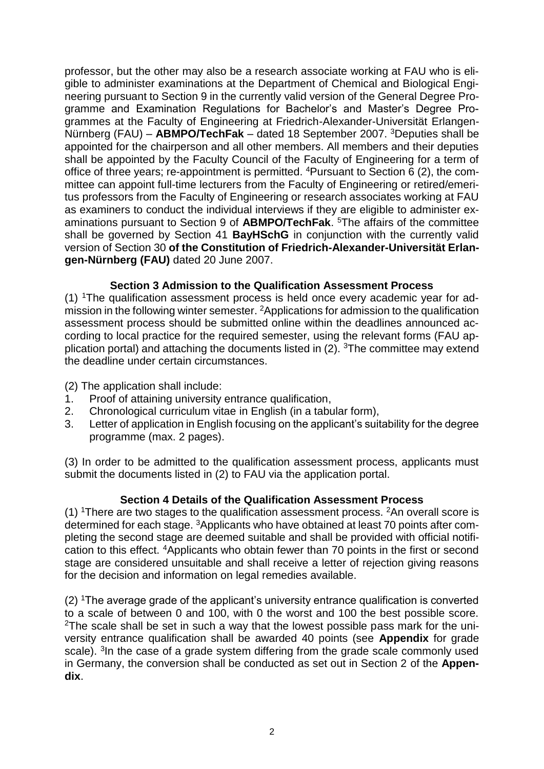professor, but the other may also be a research associate working at FAU who is eligible to administer examinations at the Department of Chemical and Biological Engineering pursuant to Section 9 in the currently valid version of the General Degree Programme and Examination Regulations for Bachelor's and Master's Degree Programmes at the Faculty of Engineering at Friedrich-Alexander-Universität Erlangen-Nürnberg (FAU) – **ABMPO/TechFak** – dated 18 September 2007. [3]Deputies shall be appointed for the chairperson and all other members. All members and their deputies shall be appointed by the Faculty Council of the Faculty of Engineering for a term of office of three years; re-appointment is permitted. [4]Pursuant to Section 6 (2), the committee can appoint full-time lecturers from the Faculty of Engineering or retired/emeritus professors from the Faculty of Engineering or research associates working at FAU as examiners to conduct the individual interviews if they are eligible to administer examinations pursuant to Section 9 of **ABMPO/TechFak**. [5]The affairs of the committee shall be governed by Section 41 **BayHSchG** in conjunction with the currently valid version of Section 30 **of the Constitution of Friedrich-Alexander-Universität Erlangen-Nürnberg (FAU)** dated 20 June 2007.

### Section 3 Admission to the Qualification Assessment Process

(1) [1]The qualification assessment process is held once every academic year for admission in the following winter semester. [2]Applications for admission to the qualification assessment process should be submitted online within the deadlines announced according to local practice for the required semester, using the relevant forms (FAU application portal) and attaching the documents listed in (2). [3]The committee may extend the deadline under certain circumstances.

(2) The application shall include:

1. Proof of attaining university entrance qualification,
2. Chronological curriculum vitae in English (in a tabular form),
3. Letter of application in English focusing on the applicant's suitability for the degree programme (max. 2 pages).

(3) In order to be admitted to the qualification assessment process, applicants must submit the documents listed in (2) to FAU via the application portal.

### Section 4 Details of the Qualification Assessment Process

(1) [1]There are two stages to the qualification assessment process. [2]An overall score is determined for each stage. [3]Applicants who have obtained at least 70 points after completing the second stage are deemed suitable and shall be provided with official notification to this effect. [4]Applicants who obtain fewer than 70 points in the first or second stage are considered unsuitable and shall receive a letter of rejection giving reasons for the decision and information on legal remedies available.

(2) [1]The average grade of the applicant's university entrance qualification is converted to a scale of between 0 and 100, with 0 the worst and 100 the best possible score. [2]The scale shall be set in such a way that the lowest possible pass mark for the university entrance qualification shall be awarded 40 points (see **Appendix** for grade scale). [3]In the case of a grade system differing from the grade scale commonly used in Germany, the conversion shall be conducted as set out in Section 2 of the **Appendix**.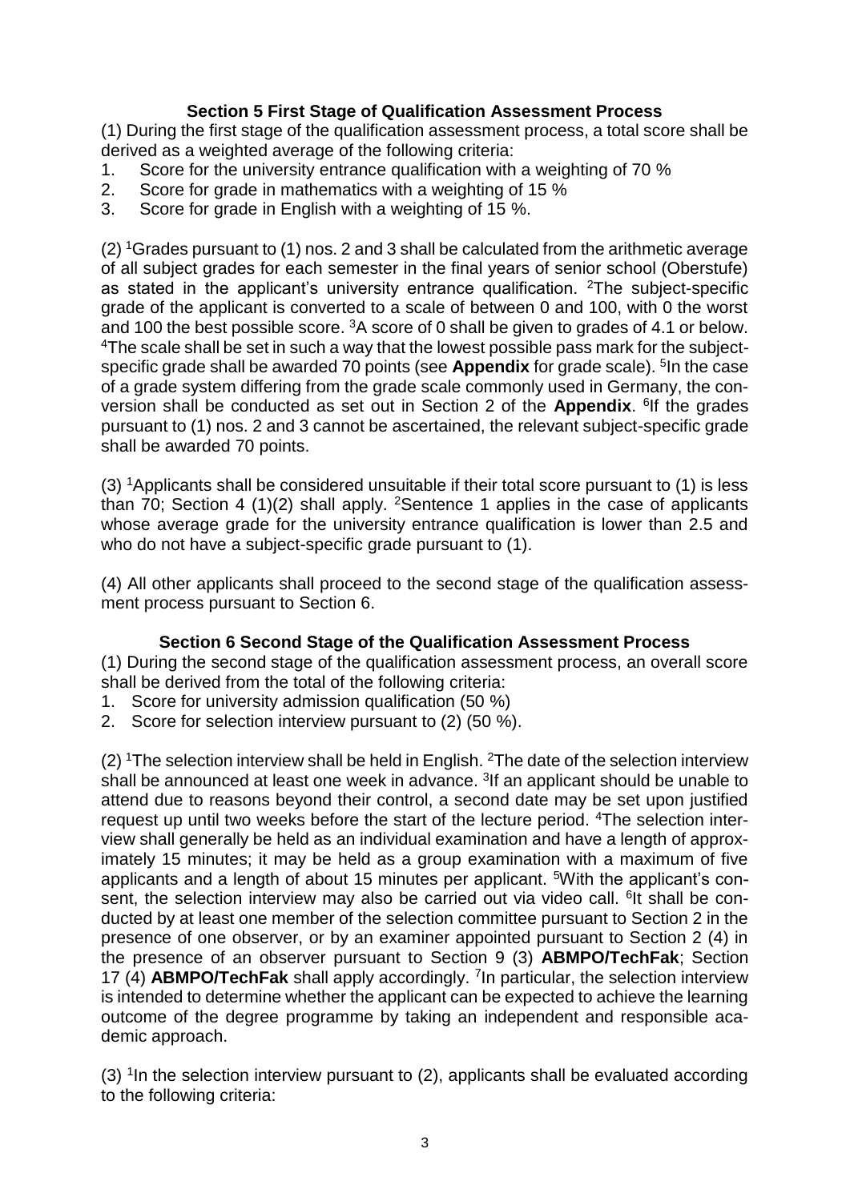### Section 5 First Stage of Qualification Assessment Process

(1) During the first stage of the qualification assessment process, a total score shall be derived as a weighted average of the following criteria:

1. Score for the university entrance qualification with a weighting of 70 %
2. Score for grade in mathematics with a weighting of 15 %
3. Score for grade in English with a weighting of 15 %.

(2) [1]Grades pursuant to (1) nos. 2 and 3 shall be calculated from the arithmetic average of all subject grades for each semester in the final years of senior school (Oberstufe) as stated in the applicant's university entrance qualification. [2]The subject-specific grade of the applicant is converted to a scale of between 0 and 100, with 0 the worst and 100 the best possible score. [3]A score of 0 shall be given to grades of 4.1 or below. [4]The scale shall be set in such a way that the lowest possible pass mark for the subject-specific grade shall be awarded 70 points (see **Appendix** for grade scale). [5]In the case of a grade system differing from the grade scale commonly used in Germany, the conversion shall be conducted as set out in Section 2 of the **Appendix**. [6]If the grades pursuant to (1) nos. 2 and 3 cannot be ascertained, the relevant subject-specific grade shall be awarded 70 points.

(3) [1]Applicants shall be considered unsuitable if their total score pursuant to (1) is less than 70; Section 4 (1)(2) shall apply. [2]Sentence 1 applies in the case of applicants whose average grade for the university entrance qualification is lower than 2.5 and who do not have a subject-specific grade pursuant to (1).

(4) All other applicants shall proceed to the second stage of the qualification assessment process pursuant to Section 6.

### Section 6 Second Stage of the Qualification Assessment Process

(1) During the second stage of the qualification assessment process, an overall score shall be derived from the total of the following criteria:

1. Score for university admission qualification (50 %)
2. Score for selection interview pursuant to (2) (50 %).

(2) [1]The selection interview shall be held in English. [2]The date of the selection interview shall be announced at least one week in advance. [3]If an applicant should be unable to attend due to reasons beyond their control, a second date may be set upon justified request up until two weeks before the start of the lecture period. [4]The selection interview shall generally be held as an individual examination and have a length of approximately 15 minutes; it may be held as a group examination with a maximum of five applicants and a length of about 15 minutes per applicant. [5]With the applicant's consent, the selection interview may also be carried out via video call. [6]It shall be conducted by at least one member of the selection committee pursuant to Section 2 in the presence of one observer, or by an examiner appointed pursuant to Section 2 (4) in the presence of an observer pursuant to Section 9 (3) **ABMPO/TechFak**; Section 17 (4) **ABMPO/TechFak** shall apply accordingly. [7]In particular, the selection interview is intended to determine whether the applicant can be expected to achieve the learning outcome of the degree programme by taking an independent and responsible academic approach.

(3) [1]In the selection interview pursuant to (2), applicants shall be evaluated according to the following criteria: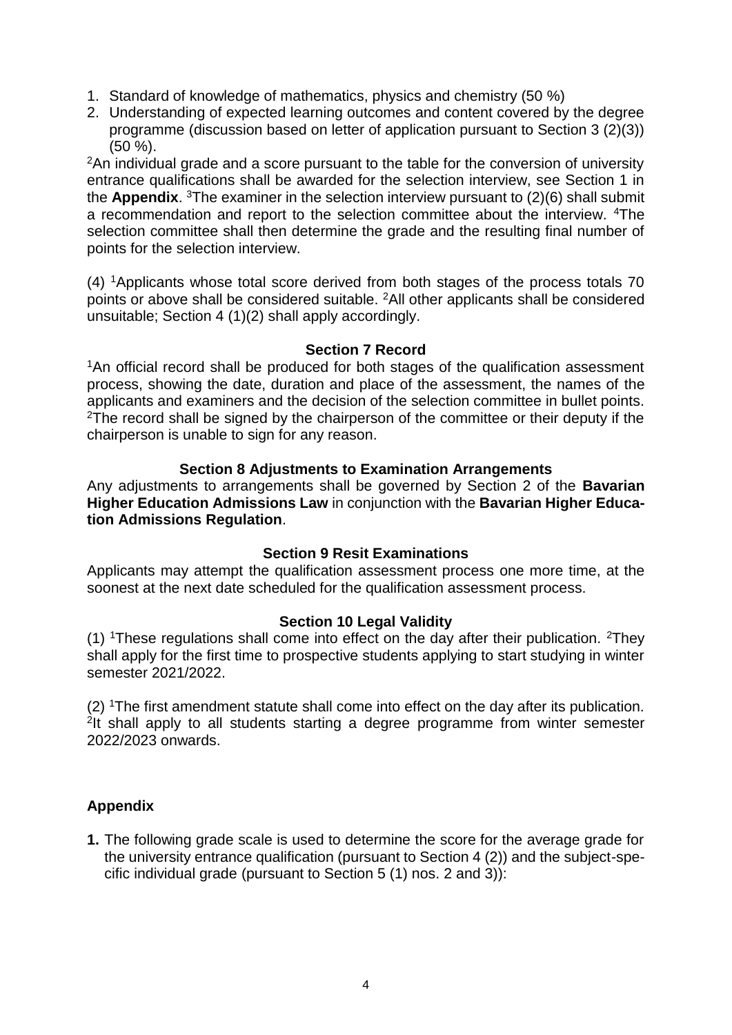1. Standard of knowledge of mathematics, physics and chemistry (50 %)
2. Understanding of expected learning outcomes and content covered by the degree programme (discussion based on letter of application pursuant to Section 3 (2)(3)) (50 %).

[2]An individual grade and a score pursuant to the table for the conversion of university entrance qualifications shall be awarded for the selection interview, see Section 1 in the **Appendix**. [3]The examiner in the selection interview pursuant to (2)(6) shall submit a recommendation and report to the selection committee about the interview. [4]The selection committee shall then determine the grade and the resulting final number of points for the selection interview.

(4) [1]Applicants whose total score derived from both stages of the process totals 70 points or above shall be considered suitable. [2]All other applicants shall be considered unsuitable; Section 4 (1)(2) shall apply accordingly.

## Section 7 Record

[1]An official record shall be produced for both stages of the qualification assessment process, showing the date, duration and place of the assessment, the names of the applicants and examiners and the decision of the selection committee in bullet points. [2]The record shall be signed by the chairperson of the committee or their deputy if the chairperson is unable to sign for any reason.

## Section 8 Adjustments to Examination Arrangements

Any adjustments to arrangements shall be governed by Section 2 of the **Bavarian Higher Education Admissions Law** in conjunction with the **Bavarian Higher Education Admissions Regulation**.

## Section 9 Resit Examinations

Applicants may attempt the qualification assessment process one more time, at the soonest at the next date scheduled for the qualification assessment process.

## Section 10 Legal Validity

(1) [1]These regulations shall come into effect on the day after their publication. [2]They shall apply for the first time to prospective students applying to start studying in winter semester 2021/2022.

(2) [1]The first amendment statute shall come into effect on the day after its publication. [2]It shall apply to all students starting a degree programme from winter semester 2022/2023 onwards.

## Appendix

**1.** The following grade scale is used to determine the score for the average grade for the university entrance qualification (pursuant to Section 4 (2)) and the subject-specific individual grade (pursuant to Section 5 (1) nos. 2 and 3)):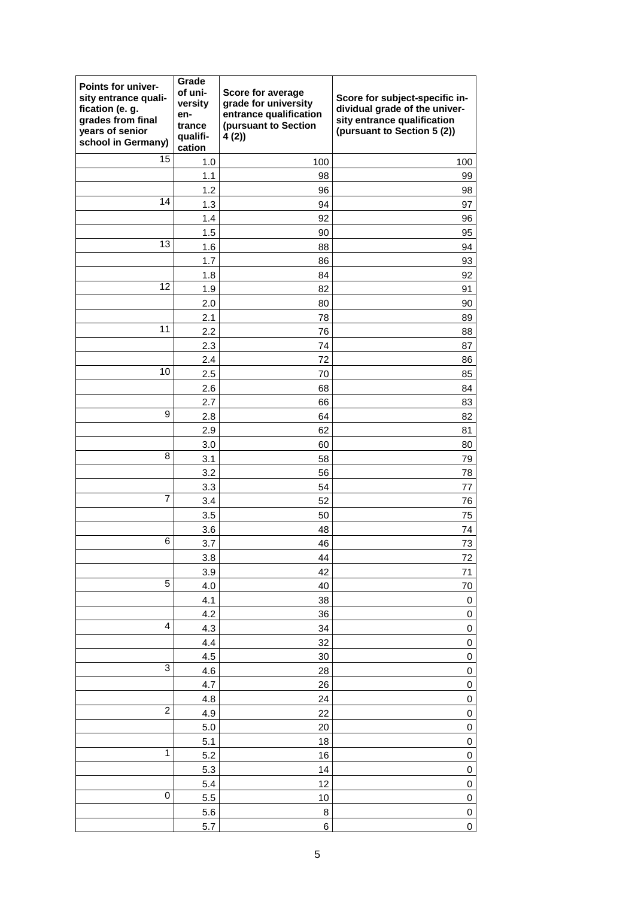| Points for university entrance qualification (e. g. grades from final years of senior school in Germany) | Grade of university entrance qualification | Score for average grade for university entrance qualification (pursuant to Section 4 (2)) | Score for subject-specific individual grade of the university entrance qualification (pursuant to Section 5 (2)) |
|---|---|---|---|
| 15 | 1.0 | 100 | 100 |
| | 1.1 | 98 | 99 |
| | 1.2 | 96 | 98 |
| 14 | 1.3 | 94 | 97 |
| | 1.4 | 92 | 96 |
| | 1.5 | 90 | 95 |
| 13 | 1.6 | 88 | 94 |
| | 1.7 | 86 | 93 |
| | 1.8 | 84 | 92 |
| 12 | 1.9 | 82 | 91 |
| | 2.0 | 80 | 90 |
| | 2.1 | 78 | 89 |
| 11 | 2.2 | 76 | 88 |
| | 2.3 | 74 | 87 |
| | 2.4 | 72 | 86 |
| 10 | 2.5 | 70 | 85 |
| | 2.6 | 68 | 84 |
| | 2.7 | 66 | 83 |
| 9 | 2.8 | 64 | 82 |
| | 2.9 | 62 | 81 |
| | 3.0 | 60 | 80 |
| 8 | 3.1 | 58 | 79 |
| | 3.2 | 56 | 78 |
| | 3.3 | 54 | 77 |
| 7 | 3.4 | 52 | 76 |
| | 3.5 | 50 | 75 |
| | 3.6 | 48 | 74 |
| 6 | 3.7 | 46 | 73 |
| | 3.8 | 44 | 72 |
| | 3.9 | 42 | 71 |
| 5 | 4.0 | 40 | 70 |
| | 4.1 | 38 | 0 |
| | 4.2 | 36 | 0 |
| 4 | 4.3 | 34 | 0 |
| | 4.4 | 32 | 0 |
| | 4.5 | 30 | 0 |
| 3 | 4.6 | 28 | 0 |
| | 4.7 | 26 | 0 |
| | 4.8 | 24 | 0 |
| 2 | 4.9 | 22 | 0 |
| | 5.0 | 20 | 0 |
| | 5.1 | 18 | 0 |
| 1 | 5.2 | 16 | 0 |
| | 5.3 | 14 | 0 |
| | 5.4 | 12 | 0 |
| 0 | 5.5 | 10 | 0 |
| | 5.6 | 8 | 0 |
| | 5.7 | 6 | 0 |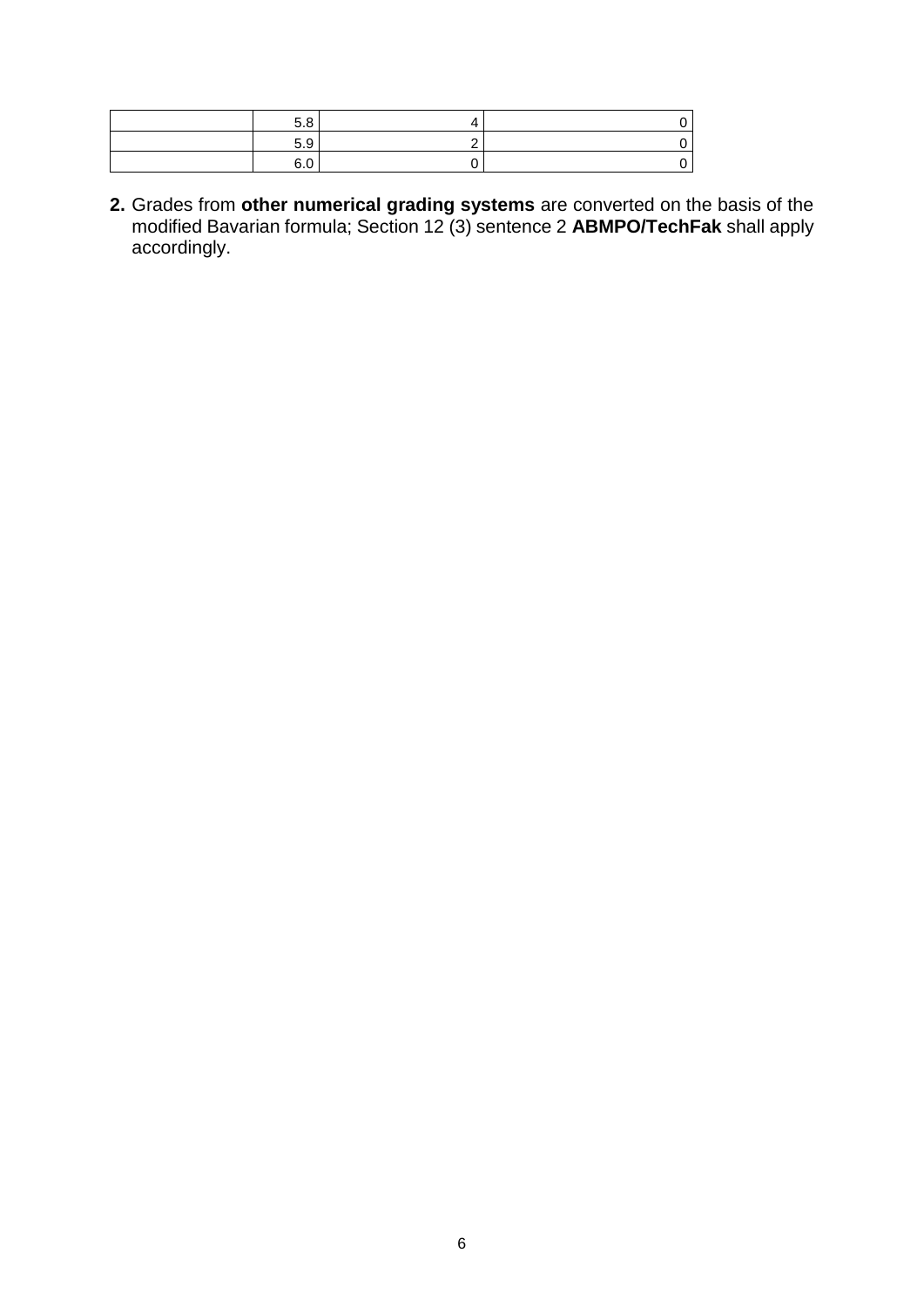| | | | |
|---|---|---|---|
| | 5.8 | 4 | 0 |
| | 5.9 | 2 | 0 |
| | 6.0 | 0 | 0 |

**2.** Grades from **other numerical grading systems** are converted on the basis of the modified Bavarian formula; Section 12 (3) sentence 2 **ABMPO/TechFak** shall apply accordingly.